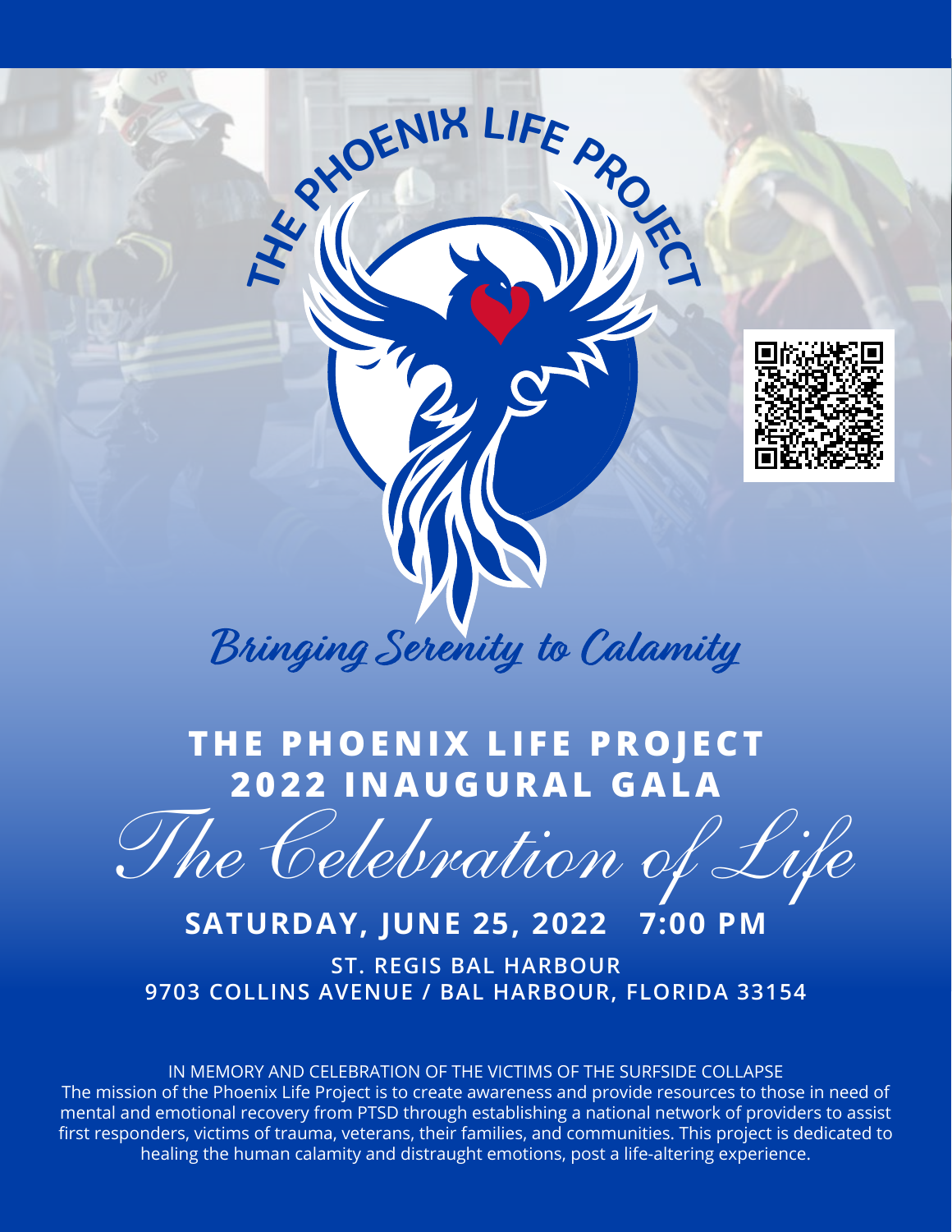THE PHOENIX LIFE PROJECT

*Bringing Serenity to Calamity*

# THE PHOENIX LIFE PROJECT 2022 INAUGURAL GALA

*The Celebration of Life*

## SATURDAY, JUNE 25, 2022 7:00 PM

**ST. REGIS BAL HARBOUR**
**9703 COLLINS AVENUE / BAL HARBOUR, FLORIDA 33154**

IN MEMORY AND CELEBRATION OF THE VICTIMS OF THE SURFSIDE COLLAPSE

The mission of the Phoenix Life Project is to create awareness and provide resources to those in need of mental and emotional recovery from PTSD through establishing a national network of providers to assist first responders, victims of trauma, veterans, their families, and communities. This project is dedicated to healing the human calamity and distraught emotions, post a life-altering experience.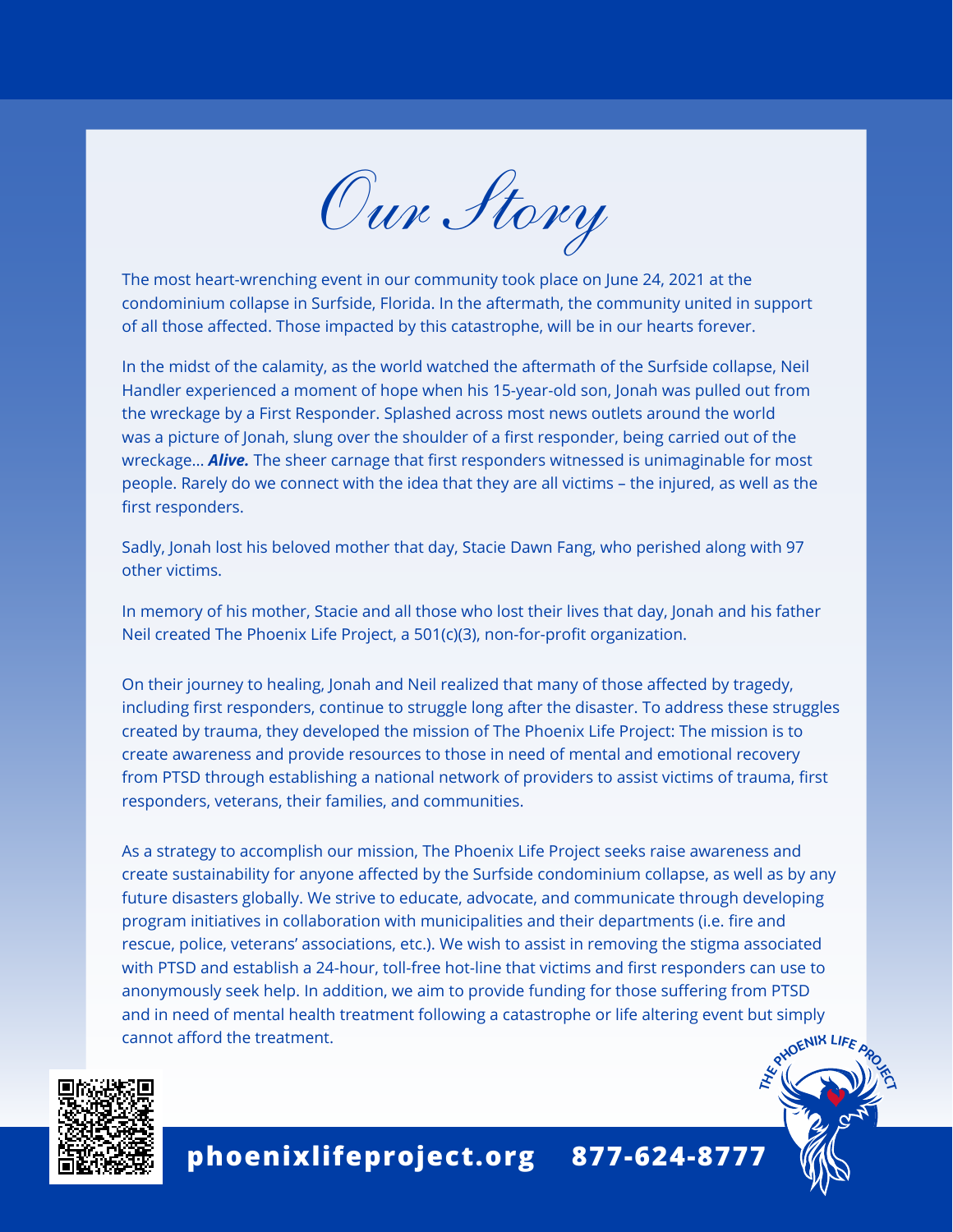# Our Story

The most heart-wrenching event in our community took place on June 24, 2021 at the condominium collapse in Surfside, Florida. In the aftermath, the community united in support of all those affected. Those impacted by this catastrophe, will be in our hearts forever.

In the midst of the calamity, as the world watched the aftermath of the Surfside collapse, Neil Handler experienced a moment of hope when his 15-year-old son, Jonah was pulled out from the wreckage by a First Responder. Splashed across most news outlets around the world was a picture of Jonah, slung over the shoulder of a first responder, being carried out of the wreckage... ***Alive.*** The sheer carnage that first responders witnessed is unimaginable for most people. Rarely do we connect with the idea that they are all victims – the injured, as well as the first responders.

Sadly, Jonah lost his beloved mother that day, Stacie Dawn Fang, who perished along with 97 other victims.

In memory of his mother, Stacie and all those who lost their lives that day, Jonah and his father Neil created The Phoenix Life Project, a 501(c)(3), non-for-profit organization.

On their journey to healing, Jonah and Neil realized that many of those affected by tragedy, including first responders, continue to struggle long after the disaster. To address these struggles created by trauma, they developed the mission of The Phoenix Life Project: The mission is to create awareness and provide resources to those in need of mental and emotional recovery from PTSD through establishing a national network of providers to assist victims of trauma, first responders, veterans, their families, and communities.

As a strategy to accomplish our mission, The Phoenix Life Project seeks raise awareness and create sustainability for anyone affected by the Surfside condominium collapse, as well as by any future disasters globally. We strive to educate, advocate, and communicate through developing program initiatives in collaboration with municipalities and their departments (i.e. fire and rescue, police, veterans' associations, etc.). We wish to assist in removing the stigma associated with PTSD and establish a 24-hour, toll-free hot-line that victims and first responders can use to anonymously seek help. In addition, we aim to provide funding for those suffering from PTSD and in need of mental health treatment following a catastrophe or life altering event but simply cannot afford the treatment.

THE PHOENIX LIFE PROJECT

**phoenixlifeproject.org 877-624-8777**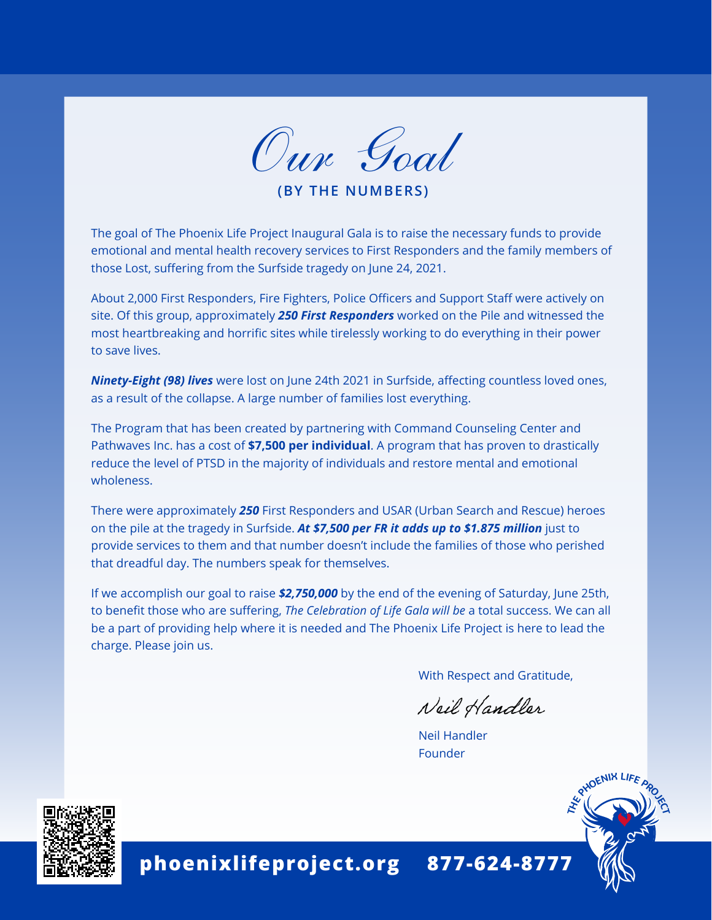# Our Goal

**(BY THE NUMBERS)**

The goal of The Phoenix Life Project Inaugural Gala is to raise the necessary funds to provide emotional and mental health recovery services to First Responders and the family members of those Lost, suffering from the Surfside tragedy on June 24, 2021.

About 2,000 First Responders, Fire Fighters, Police Officers and Support Staff were actively on site. Of this group, approximately ***250 First Responders*** worked on the Pile and witnessed the most heartbreaking and horrific sites while tirelessly working to do everything in their power to save lives.

***Ninety-Eight (98) lives*** were lost on June 24th 2021 in Surfside, affecting countless loved ones, as a result of the collapse. A large number of families lost everything.

The Program that has been created by partnering with Command Counseling Center and Pathwaves Inc. has a cost of **$7,500 per individual**. A program that has proven to drastically reduce the level of PTSD in the majority of individuals and restore mental and emotional wholeness.

There were approximately ***250*** First Responders and USAR (Urban Search and Rescue) heroes on the pile at the tragedy in Surfside. ***At $7,500 per FR it adds up to $1.875 million*** just to provide services to them and that number doesn't include the families of those who perished that dreadful day. The numbers speak for themselves.

If we accomplish our goal to raise ***$2,750,000*** by the end of the evening of Saturday, June 25th, to benefit those who are suffering, *The Celebration of Life Gala will be* a total success. We can all be a part of providing help where it is needed and The Phoenix Life Project is here to lead the charge. Please join us.

With Respect and Gratitude,

*Neil Handler*

Neil Handler
Founder

THE PHOENIX LIFE PROJECT

**phoenixlifeproject.org 877-624-8777**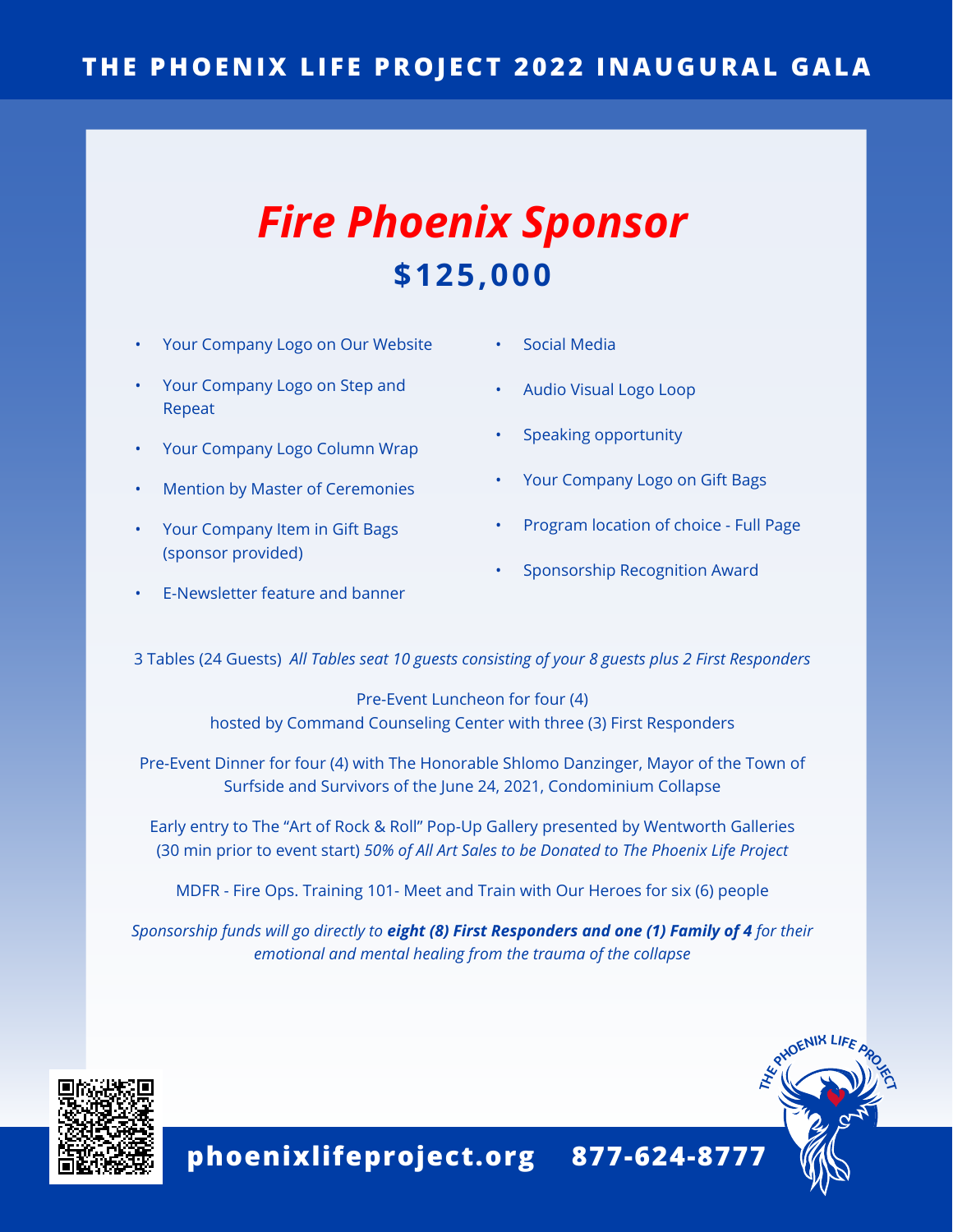# THE PHOENIX LIFE PROJECT 2022 INAUGURAL GALA

## *Fire Phoenix Sponsor*

## **$125,000**

- Your Company Logo on Our Website
- Your Company Logo on Step and Repeat
- Your Company Logo Column Wrap
- Mention by Master of Ceremonies
- Your Company Item in Gift Bags (sponsor provided)
- E-Newsletter feature and banner
- Social Media
- Audio Visual Logo Loop
- Speaking opportunity
- Your Company Logo on Gift Bags
- Program location of choice - Full Page
- Sponsorship Recognition Award

3 Tables (24 Guests) *All Tables seat 10 guests consisting of your 8 guests plus 2 First Responders*

Pre-Event Luncheon for four (4)
hosted by Command Counseling Center with three (3) First Responders

Pre-Event Dinner for four (4) with The Honorable Shlomo Danzinger, Mayor of the Town of Surfside and Survivors of the June 24, 2021, Condominium Collapse

Early entry to The "Art of Rock & Roll" Pop-Up Gallery presented by Wentworth Galleries (30 min prior to event start) *50% of All Art Sales to be Donated to The Phoenix Life Project*

MDFR - Fire Ops. Training 101- Meet and Train with Our Heroes for six (6) people

*Sponsorship funds will go directly to* ***eight (8) First Responders and one (1) Family of 4*** *for their emotional and mental healing from the trauma of the collapse*

**phoenixlifeproject.org 877-624-8777**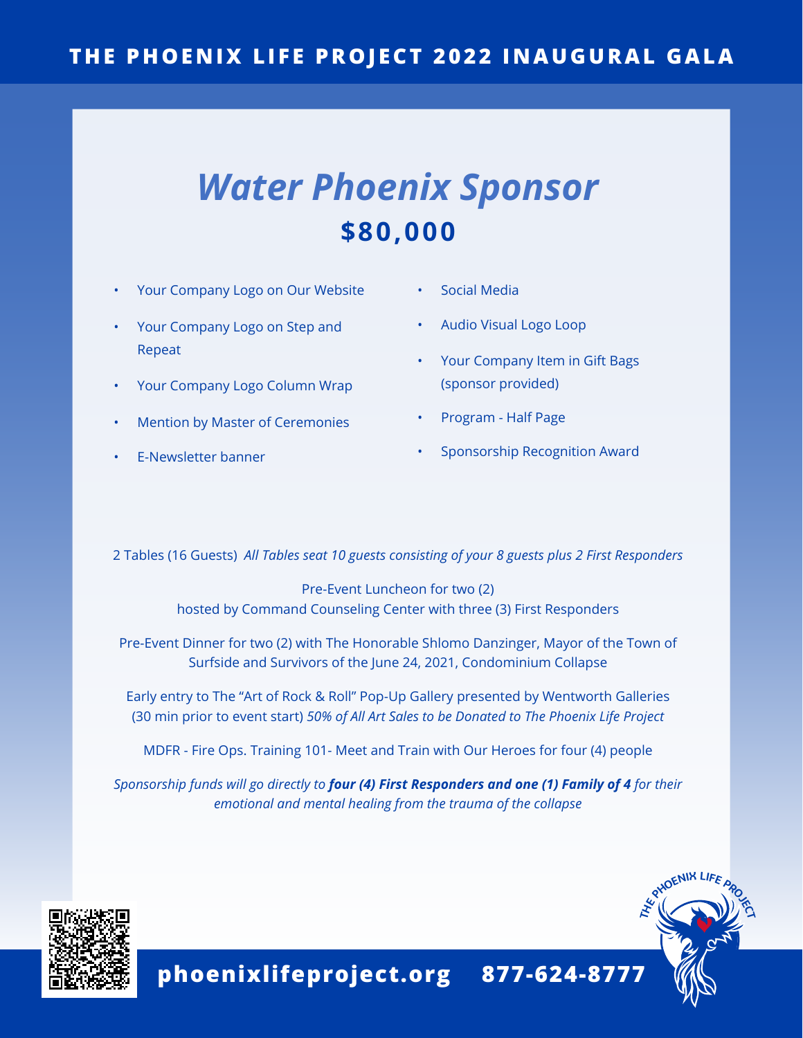# THE PHOENIX LIFE PROJECT 2022 INAUGURAL GALA

## *Water Phoenix Sponsor*

## **$80,000**

- Your Company Logo on Our Website
- Your Company Logo on Step and Repeat
- Your Company Logo Column Wrap
- Mention by Master of Ceremonies
- E-Newsletter banner
- Social Media
- Audio Visual Logo Loop
- Your Company Item in Gift Bags (sponsor provided)
- Program - Half Page
- Sponsorship Recognition Award

2 Tables (16 Guests) *All Tables seat 10 guests consisting of your 8 guests plus 2 First Responders*

Pre-Event Luncheon for two (2)
hosted by Command Counseling Center with three (3) First Responders

Pre-Event Dinner for two (2) with The Honorable Shlomo Danzinger, Mayor of the Town of Surfside and Survivors of the June 24, 2021, Condominium Collapse

Early entry to The "Art of Rock & Roll" Pop-Up Gallery presented by Wentworth Galleries (30 min prior to event start) *50% of All Art Sales to be Donated to The Phoenix Life Project*

MDFR - Fire Ops. Training 101- Meet and Train with Our Heroes for four (4) people

*Sponsorship funds will go directly to* ***four (4) First Responders and one (1) Family of 4*** *for their emotional and mental healing from the trauma of the collapse*

**phoenixlifeproject.org 877-624-8777**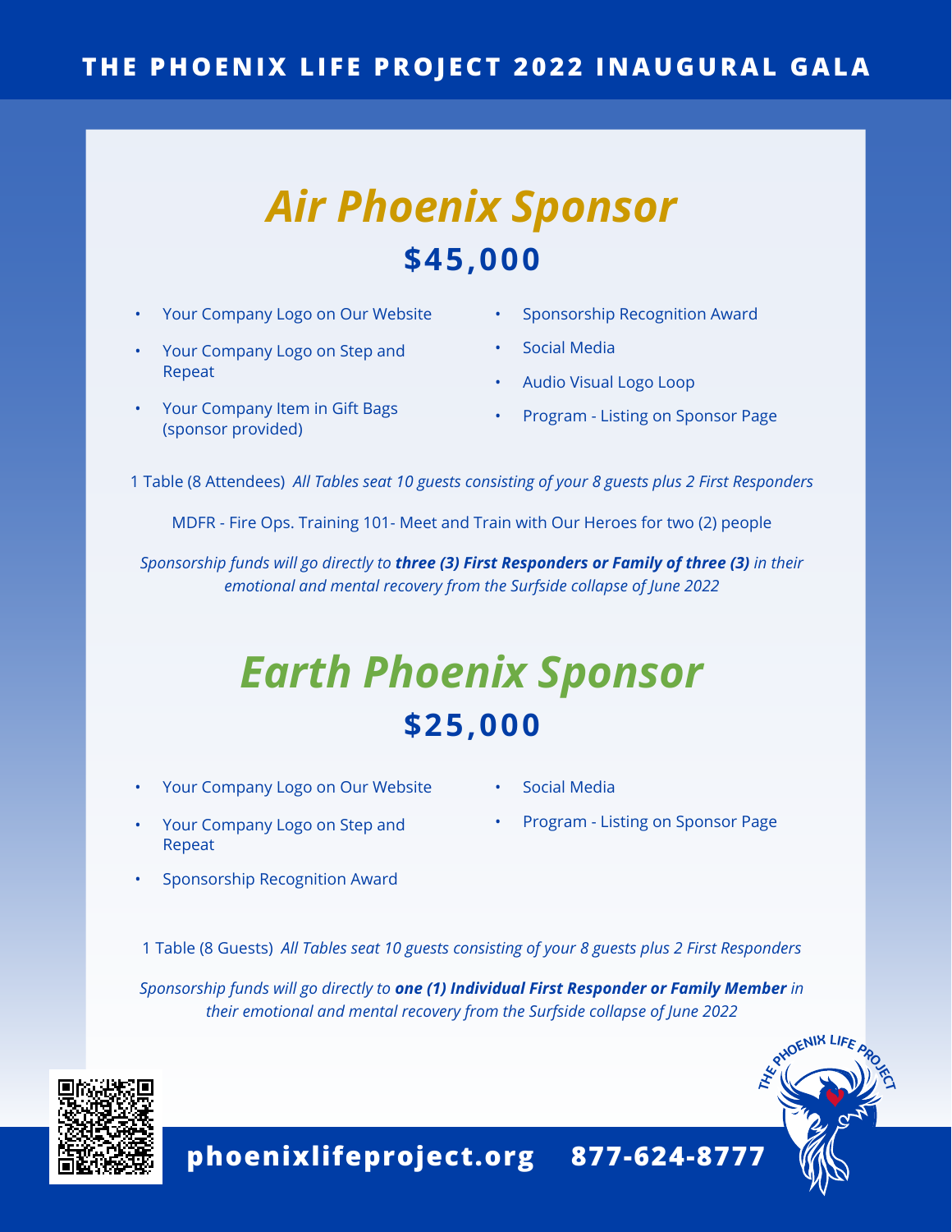# THE PHOENIX LIFE PROJECT 2022 INAUGURAL GALA

## *Air Phoenix Sponsor*

### $45,000

- Your Company Logo on Our Website
- Your Company Logo on Step and Repeat
- Your Company Item in Gift Bags (sponsor provided)
- Sponsorship Recognition Award
- Social Media
- Audio Visual Logo Loop
- Program - Listing on Sponsor Page

1 Table (8 Attendees) *All Tables seat 10 guests consisting of your 8 guests plus 2 First Responders*

MDFR - Fire Ops. Training 101- Meet and Train with Our Heroes for two (2) people

*Sponsorship funds will go directly to **three (3) First Responders or Family of three (3)** in their emotional and mental recovery from the Surfside collapse of June 2022*

## *Earth Phoenix Sponsor*

### $25,000

- Your Company Logo on Our Website
- Your Company Logo on Step and Repeat
- Sponsorship Recognition Award
- Social Media
- Program - Listing on Sponsor Page

1 Table (8 Guests) *All Tables seat 10 guests consisting of your 8 guests plus 2 First Responders*

*Sponsorship funds will go directly to **one (1) Individual First Responder or Family Member** in their emotional and mental recovery from the Surfside collapse of June 2022*

**phoenixlifeproject.org 877-624-8777**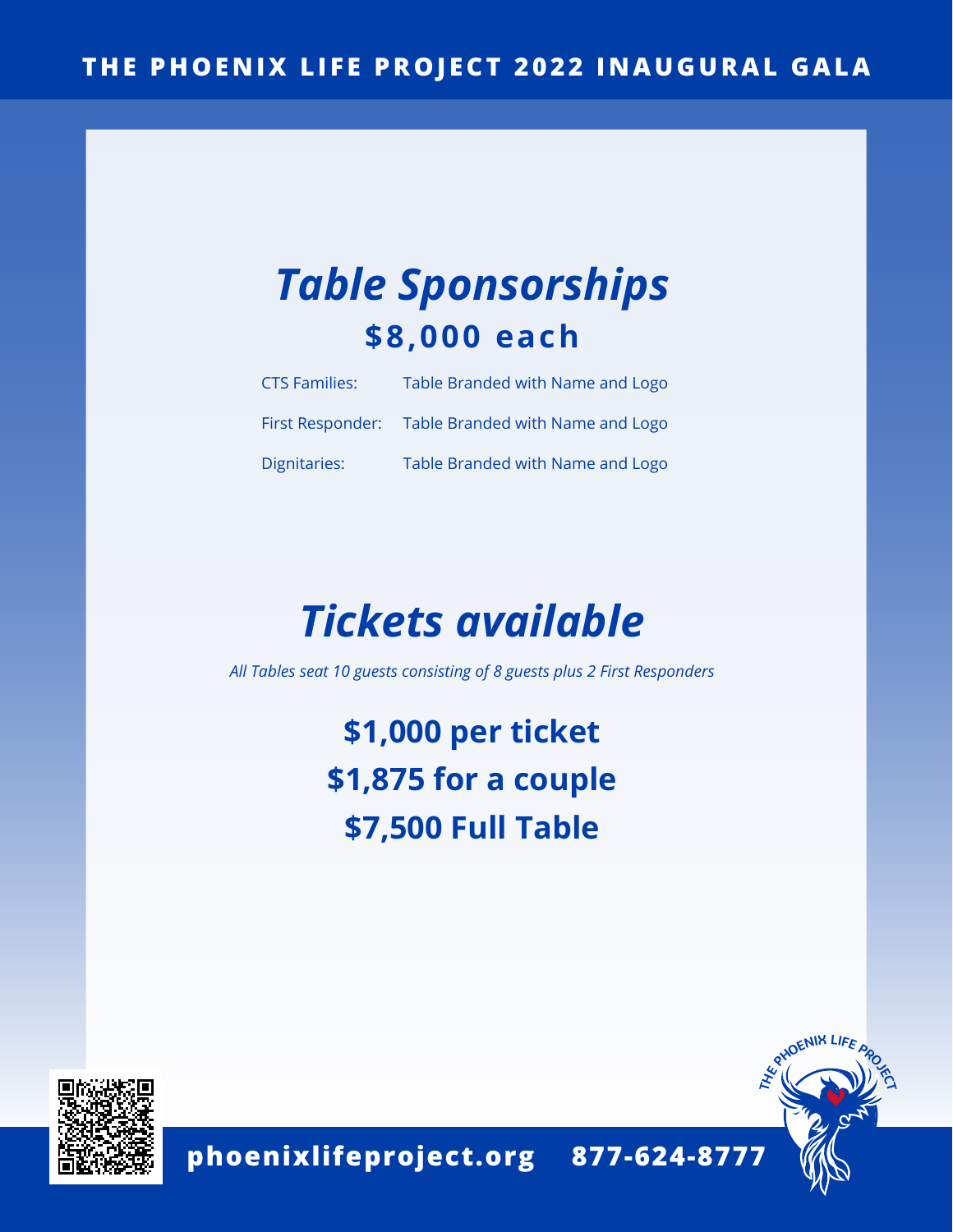# THE PHOENIX LIFE PROJECT 2022 INAUGURAL GALA

## *Table Sponsorships*

### $8,000 each

| | |
|---|---|
| CTS Families: | Table Branded with Name and Logo |
| First Responder: | Table Branded with Name and Logo |
| Dignitaries: | Table Branded with Name and Logo |

## *Tickets available*

*All Tables seat 10 guests consisting of 8 guests plus 2 First Responders*

**$1,000 per ticket**

**$1,875 for a couple**

**$7,500 Full Table**

**phoenixlifeproject.org 877-624-8777**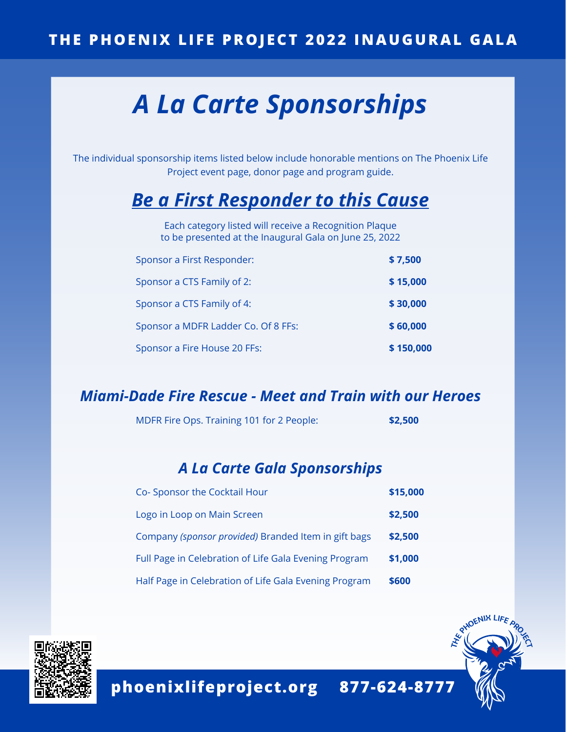THE PHOENIX LIFE PROJECT 2022 INAUGURAL GALA

# *A La Carte Sponsorships*

The individual sponsorship items listed below include honorable mentions on The Phoenix Life Project event page, donor page and program guide.

## *Be a First Responder to this Cause*

Each category listed will receive a Recognition Plaque to be presented at the Inaugural Gala on June 25, 2022

| | |
|---|---|
| Sponsor a First Responder: | **$ 7,500** |
| Sponsor a CTS Family of 2: | **$ 15,000** |
| Sponsor a CTS Family of 4: | **$ 30,000** |
| Sponsor a MDFR Ladder Co. Of 8 FFs: | **$ 60,000** |
| Sponsor a Fire House 20 FFs: | **$ 150,000** |

## *Miami-Dade Fire Rescue - Meet and Train with our Heroes*

| | |
|---|---|
| MDFR Fire Ops. Training 101 for 2 People: | **$2,500** |

## *A La Carte Gala Sponsorships*

| | |
|---|---|
| Co- Sponsor the Cocktail Hour | **$15,000** |
| Logo in Loop on Main Screen | **$2,500** |
| Company *(sponsor provided)* Branded Item in gift bags | **$2,500** |
| Full Page in Celebration of Life Gala Evening Program | **$1,000** |
| Half Page in Celebration of Life Gala Evening Program | **$600** |

THE PHOENIX LIFE PROJECT

**phoenixlifeproject.org 877-624-8777**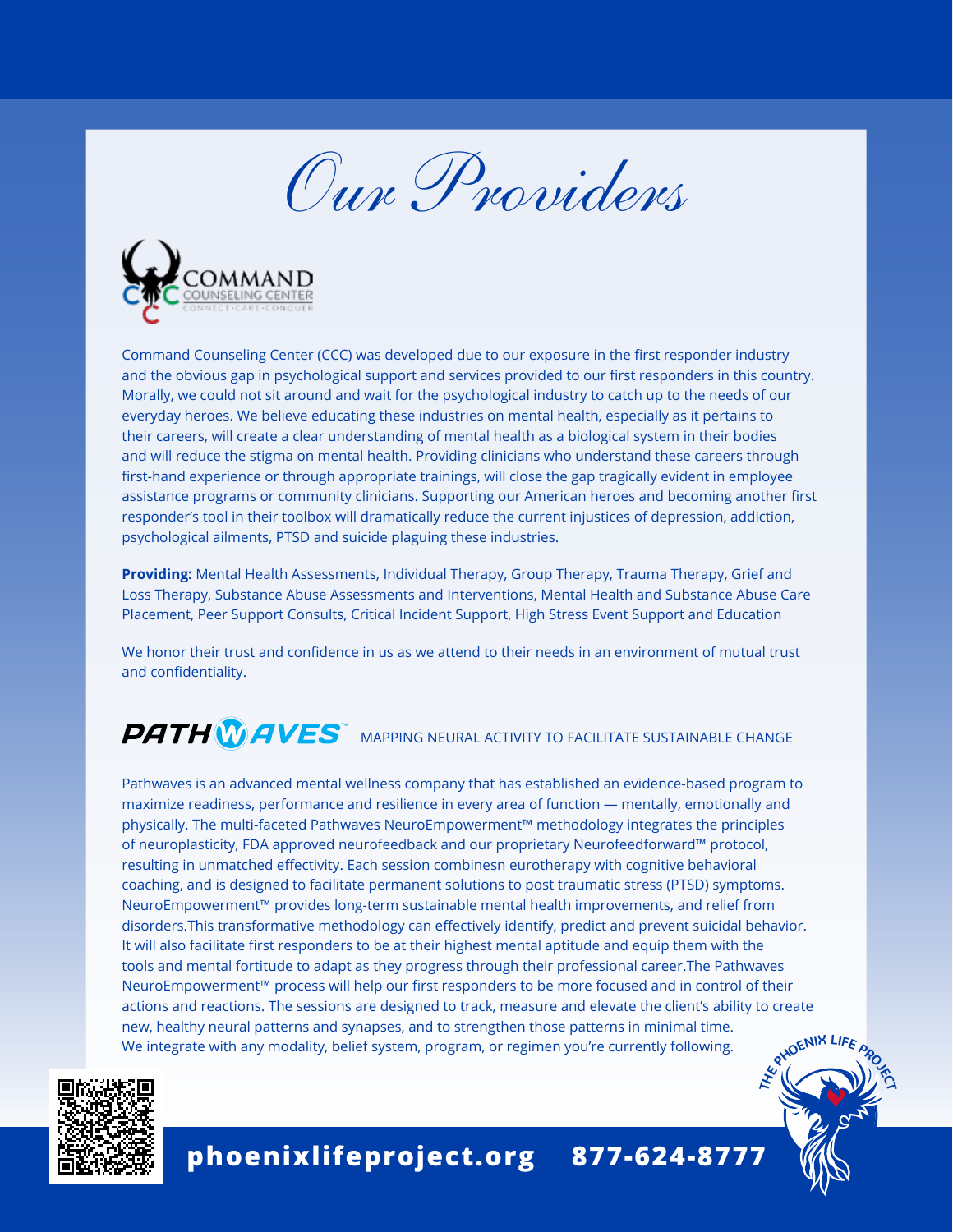# Our Providers

## COMMAND COUNSELING CENTER
CONNECT·CARE·CONQUER

Command Counseling Center (CCC) was developed due to our exposure in the first responder industry and the obvious gap in psychological support and services provided to our first responders in this country. Morally, we could not sit around and wait for the psychological industry to catch up to the needs of our everyday heroes. We believe educating these industries on mental health, especially as it pertains to their careers, will create a clear understanding of mental health as a biological system in their bodies and will reduce the stigma on mental health. Providing clinicians who understand these careers through first-hand experience or through appropriate trainings, will close the gap tragically evident in employee assistance programs or community clinicians. Supporting our American heroes and becoming another first responder's tool in their toolbox will dramatically reduce the current injustices of depression, addiction, psychological ailments, PTSD and suicide plaguing these industries.

**Providing:** Mental Health Assessments, Individual Therapy, Group Therapy, Trauma Therapy, Grief and Loss Therapy, Substance Abuse Assessments and Interventions, Mental Health and Substance Abuse Care Placement, Peer Support Consults, Critical Incident Support, High Stress Event Support and Education

We honor their trust and confidence in us as we attend to their needs in an environment of mutual trust and confidentiality.

## PATHWAVES™ MAPPING NEURAL ACTIVITY TO FACILITATE SUSTAINABLE CHANGE

Pathwaves is an advanced mental wellness company that has established an evidence-based program to maximize readiness, performance and resilience in every area of function — mentally, emotionally and physically. The multi-faceted Pathwaves NeuroEmpowerment™ methodology integrates the principles of neuroplasticity, FDA approved neurofeedback and our proprietary Neurofeedforward™ protocol, resulting in unmatched effectivity. Each session combinesn eurotherapy with cognitive behavioral coaching, and is designed to facilitate permanent solutions to post traumatic stress (PTSD) symptoms. NeuroEmpowerment™ provides long-term sustainable mental health improvements, and relief from disorders.This transformative methodology can effectively identify, predict and prevent suicidal behavior. It will also facilitate first responders to be at their highest mental aptitude and equip them with the tools and mental fortitude to adapt as they progress through their professional career.The Pathwaves NeuroEmpowerment™ process will help our first responders to be more focused and in control of their actions and reactions. The sessions are designed to track, measure and elevate the client's ability to create new, healthy neural patterns and synapses, and to strengthen those patterns in minimal time. We integrate with any modality, belief system, program, or regimen you're currently following.

**phoenixlifeproject.org 877-624-8777**

THE PHOENIX LIFE PROJECT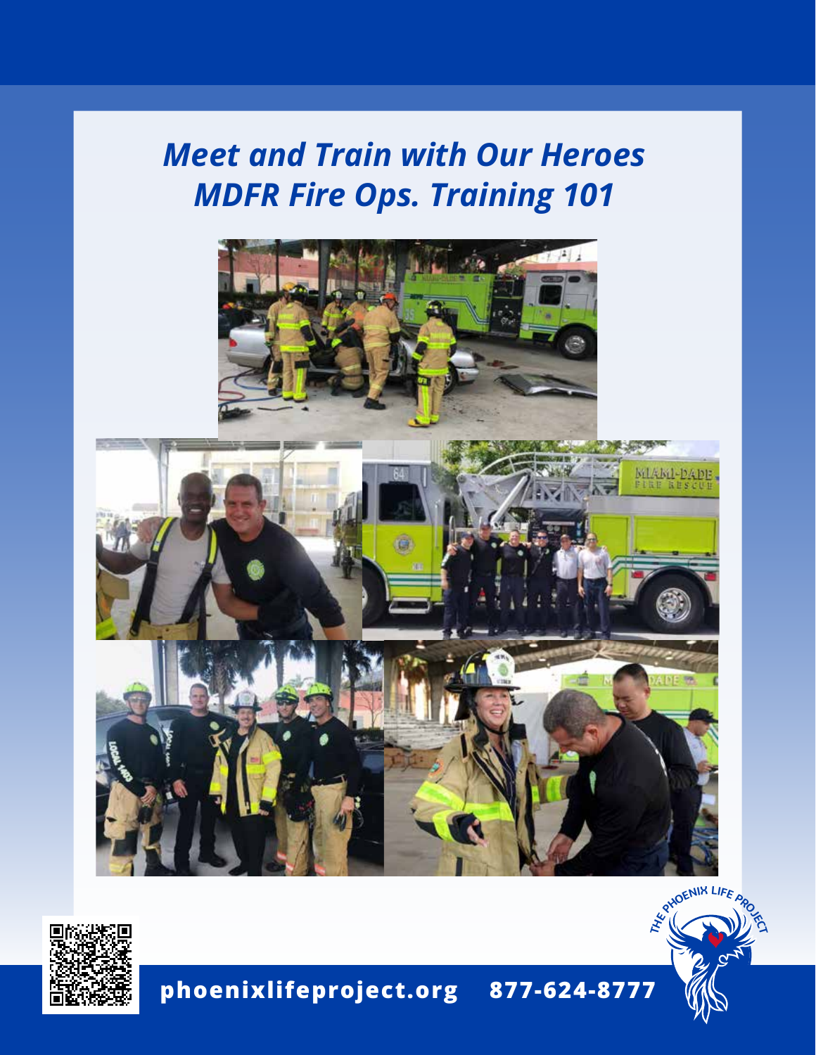# *Meet and Train with Our Heroes*
# *MDFR Fire Ops. Training 101*

**phoenixlifeproject.org 877-624-8777**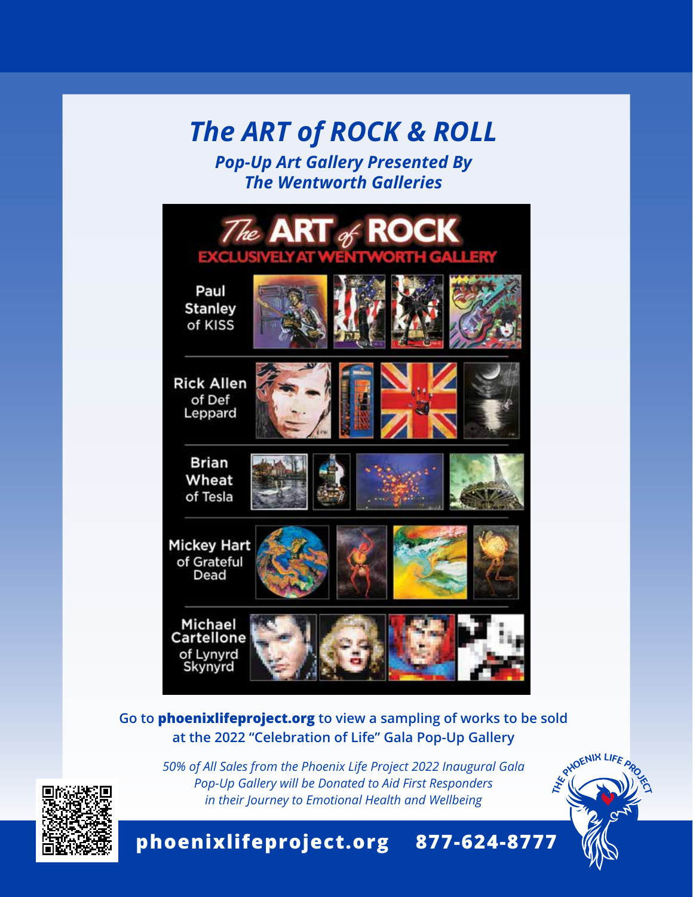# *The ART of ROCK & ROLL*

### *Pop-Up Art Gallery Presented By The Wentworth Galleries*

**The ART of ROCK**

**EXCLUSIVELY AT WENTWORTH GALLERY**

Paul Stanley of KISS

Rick Allen of Def Leppard

Brian Wheat of Tesla

Mickey Hart of Grateful Dead

Michael Cartellone of Lynyrd Skynyrd

**Go to phoenixlifeproject.org to view a sampling of works to be sold at the 2022 "Celebration of Life" Gala Pop-Up Gallery**

*50% of All Sales from the Phoenix Life Project 2022 Inaugural Gala Pop-Up Gallery will be Donated to Aid First Responders in their Journey to Emotional Health and Wellbeing*

**phoenixlifeproject.org 877-624-8777**

THE PHOENIX LIFE PROJECT